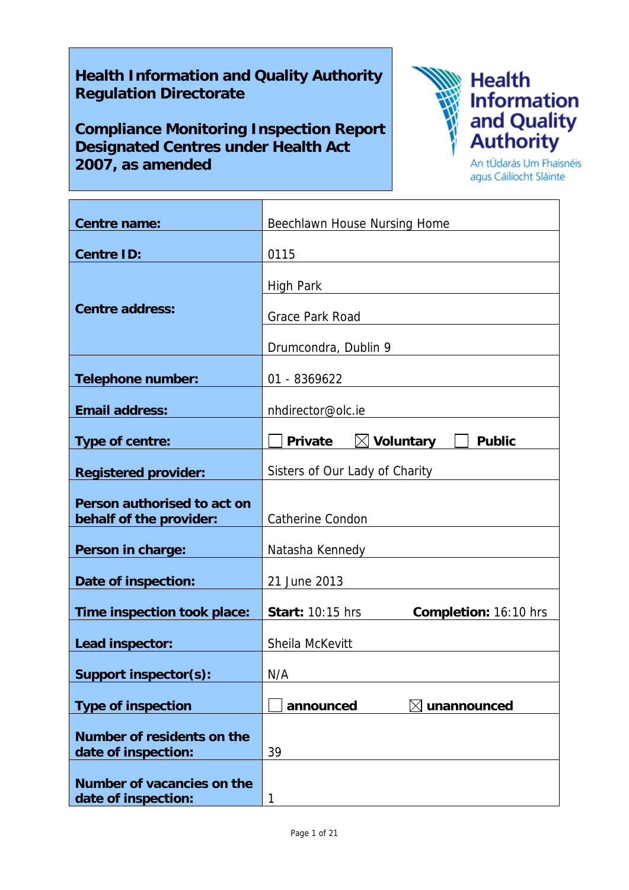**Health Information and Quality Authority**
**Regulation Directorate**

**Compliance Monitoring Inspection Report**
**Designated Centres under Health Act 2007, as amended**

Health Information and Quality Authority
An tÚdarás Um Fhaisnéis agus Cáilíocht Sláinte

| | |
|---|---|
| **Centre name:** | Beechlawn House Nursing Home |
| **Centre ID:** | 0115 |
| **Centre address:** | High Park |
| | Grace Park Road |
| | Drumcondra, Dublin 9 |
| **Telephone number:** | 01 - 8369622 |
| **Email address:** | nhdirector@olc.ie |
| **Type of centre:** | ☐ **Private** ☒ **Voluntary** ☐ **Public** |
| **Registered provider:** | Sisters of Our Lady of Charity |
| **Person authorised to act on behalf of the provider:** | Catherine Condon |
| **Person in charge:** | Natasha Kennedy |
| **Date of inspection:** | 21 June 2013 |
| **Time inspection took place:** | **Start:** 10:15 hrs **Completion:** 16:10 hrs |
| **Lead inspector:** | Sheila McKevitt |
| **Support inspector(s):** | N/A |
| **Type of inspection** | ☐ **announced** ☒ **unannounced** |
| **Number of residents on the date of inspection:** | 39 |
| **Number of vacancies on the date of inspection:** | 1 |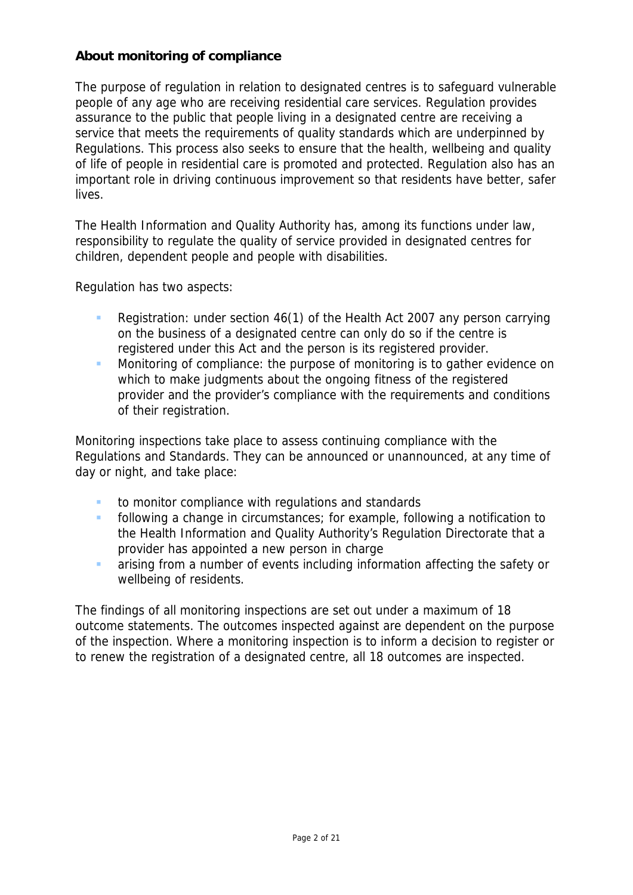## About monitoring of compliance

The purpose of regulation in relation to designated centres is to safeguard vulnerable people of any age who are receiving residential care services. Regulation provides assurance to the public that people living in a designated centre are receiving a service that meets the requirements of quality standards which are underpinned by Regulations. This process also seeks to ensure that the health, wellbeing and quality of life of people in residential care is promoted and protected. Regulation also has an important role in driving continuous improvement so that residents have better, safer lives.

The Health Information and Quality Authority has, among its functions under law, responsibility to regulate the quality of service provided in designated centres for children, dependent people and people with disabilities.

Regulation has two aspects:

- Registration: under section 46(1) of the Health Act 2007 any person carrying on the business of a designated centre can only do so if the centre is registered under this Act and the person is its registered provider.
- Monitoring of compliance: the purpose of monitoring is to gather evidence on which to make judgments about the ongoing fitness of the registered provider and the provider's compliance with the requirements and conditions of their registration.

Monitoring inspections take place to assess continuing compliance with the Regulations and Standards. They can be announced or unannounced, at any time of day or night, and take place:

- to monitor compliance with regulations and standards
- following a change in circumstances; for example, following a notification to the Health Information and Quality Authority's Regulation Directorate that a provider has appointed a new person in charge
- arising from a number of events including information affecting the safety or wellbeing of residents.

The findings of all monitoring inspections are set out under a maximum of 18 outcome statements. The outcomes inspected against are dependent on the purpose of the inspection. Where a monitoring inspection is to inform a decision to register or to renew the registration of a designated centre, all 18 outcomes are inspected.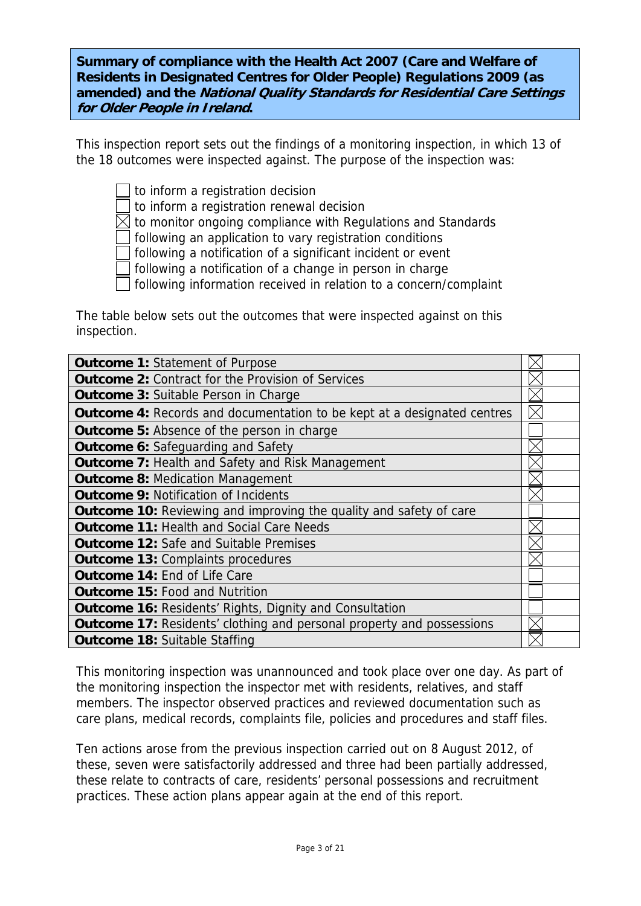**Summary of compliance with the Health Act 2007 (Care and Welfare of Residents in Designated Centres for Older People) Regulations 2009 (as amended) and the *National Quality Standards for Residential Care Settings for Older People in Ireland*.**

This inspection report sets out the findings of a monitoring inspection, in which 13 of the 18 outcomes were inspected against. The purpose of the inspection was:

- ☐ to inform a registration decision
- ☐ to inform a registration renewal decision
- ☒ to monitor ongoing compliance with Regulations and Standards
- ☐ following an application to vary registration conditions
- ☐ following a notification of a significant incident or event
- ☐ following a notification of a change in person in charge
- ☐ following information received in relation to a concern/complaint

The table below sets out the outcomes that were inspected against on this inspection.

| Outcome | Inspected |
|---|---|
| **Outcome 1:** Statement of Purpose | ☒ |
| **Outcome 2:** Contract for the Provision of Services | ☒ |
| **Outcome 3:** Suitable Person in Charge | ☒ |
| **Outcome 4:** Records and documentation to be kept at a designated centres | ☒ |
| **Outcome 5:** Absence of the person in charge | ☐ |
| **Outcome 6:** Safeguarding and Safety | ☒ |
| **Outcome 7:** Health and Safety and Risk Management | ☒ |
| **Outcome 8:** Medication Management | ☒ |
| **Outcome 9:** Notification of Incidents | ☒ |
| **Outcome 10:** Reviewing and improving the quality and safety of care | ☐ |
| **Outcome 11:** Health and Social Care Needs | ☒ |
| **Outcome 12:** Safe and Suitable Premises | ☒ |
| **Outcome 13:** Complaints procedures | ☒ |
| **Outcome 14:** End of Life Care | ☐ |
| **Outcome 15:** Food and Nutrition | ☐ |
| **Outcome 16:** Residents' Rights, Dignity and Consultation | ☐ |
| **Outcome 17:** Residents' clothing and personal property and possessions | ☒ |
| **Outcome 18:** Suitable Staffing | ☒ |

This monitoring inspection was unannounced and took place over one day. As part of the monitoring inspection the inspector met with residents, relatives, and staff members. The inspector observed practices and reviewed documentation such as care plans, medical records, complaints file, policies and procedures and staff files.

Ten actions arose from the previous inspection carried out on 8 August 2012, of these, seven were satisfactorily addressed and three had been partially addressed, these relate to contracts of care, residents' personal possessions and recruitment practices. These action plans appear again at the end of this report.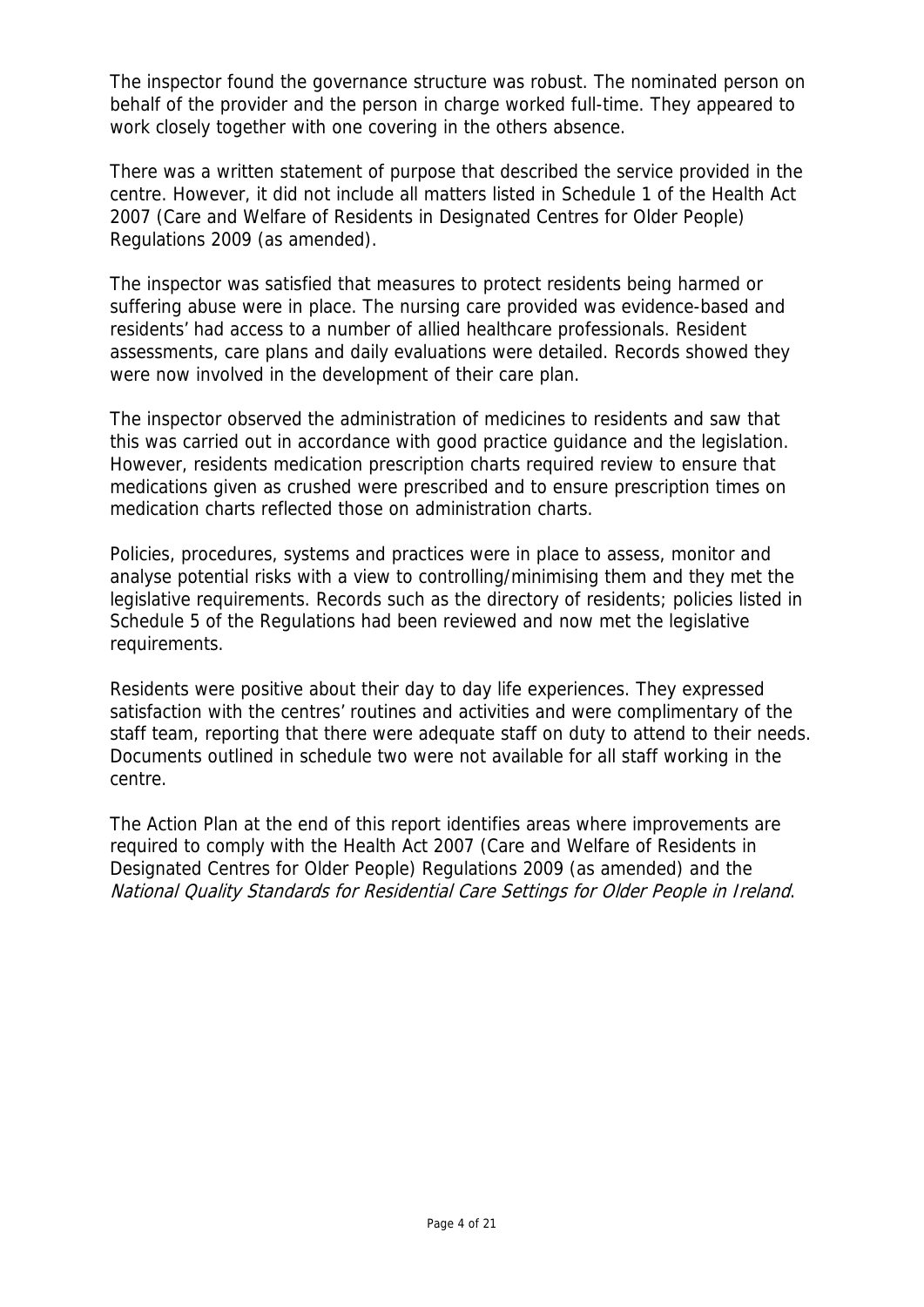The inspector found the governance structure was robust. The nominated person on behalf of the provider and the person in charge worked full-time. They appeared to work closely together with one covering in the others absence.

There was a written statement of purpose that described the service provided in the centre. However, it did not include all matters listed in Schedule 1 of the Health Act 2007 (Care and Welfare of Residents in Designated Centres for Older People) Regulations 2009 (as amended).

The inspector was satisfied that measures to protect residents being harmed or suffering abuse were in place. The nursing care provided was evidence-based and residents' had access to a number of allied healthcare professionals. Resident assessments, care plans and daily evaluations were detailed. Records showed they were now involved in the development of their care plan.

The inspector observed the administration of medicines to residents and saw that this was carried out in accordance with good practice guidance and the legislation. However, residents medication prescription charts required review to ensure that medications given as crushed were prescribed and to ensure prescription times on medication charts reflected those on administration charts.

Policies, procedures, systems and practices were in place to assess, monitor and analyse potential risks with a view to controlling/minimising them and they met the legislative requirements. Records such as the directory of residents; policies listed in Schedule 5 of the Regulations had been reviewed and now met the legislative requirements.

Residents were positive about their day to day life experiences. They expressed satisfaction with the centres' routines and activities and were complimentary of the staff team, reporting that there were adequate staff on duty to attend to their needs. Documents outlined in schedule two were not available for all staff working in the centre.

The Action Plan at the end of this report identifies areas where improvements are required to comply with the Health Act 2007 (Care and Welfare of Residents in Designated Centres for Older People) Regulations 2009 (as amended) and the *National Quality Standards for Residential Care Settings for Older People in Ireland*.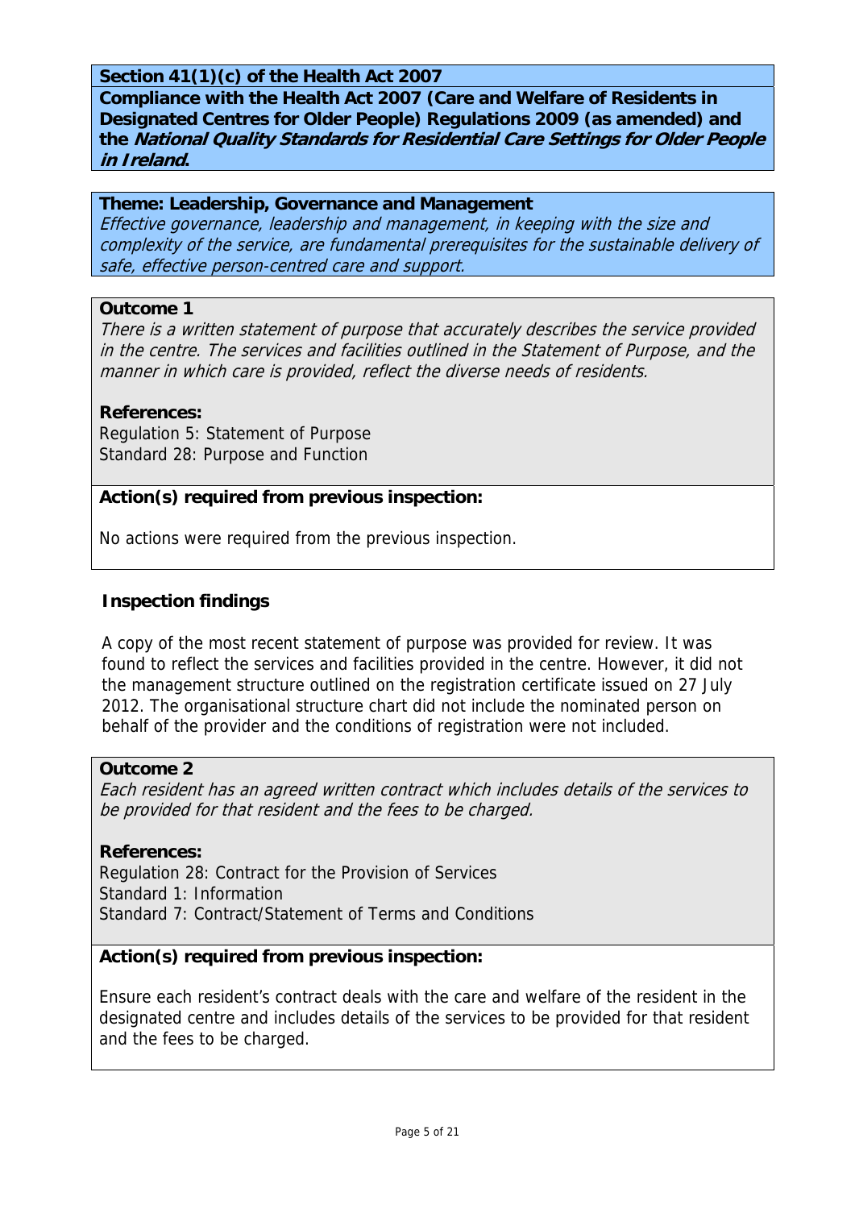**Section 41(1)(c) of the Health Act 2007**

**Compliance with the Health Act 2007 (Care and Welfare of Residents in Designated Centres for Older People) Regulations 2009 (as amended) and the *National Quality Standards for Residential Care Settings for Older People in Ireland*.**

**Theme: Leadership, Governance and Management**

*Effective governance, leadership and management, in keeping with the size and complexity of the service, are fundamental prerequisites for the sustainable delivery of safe, effective person-centred care and support.*

**Outcome 1**

*There is a written statement of purpose that accurately describes the service provided in the centre. The services and facilities outlined in the Statement of Purpose, and the manner in which care is provided, reflect the diverse needs of residents.*

**References:**

Regulation 5: Statement of Purpose
Standard 28: Purpose and Function

**Action(s) required from previous inspection:**

No actions were required from the previous inspection.

**Inspection findings**

A copy of the most recent statement of purpose was provided for review. It was found to reflect the services and facilities provided in the centre. However, it did not the management structure outlined on the registration certificate issued on 27 July 2012. The organisational structure chart did not include the nominated person on behalf of the provider and the conditions of registration were not included.

**Outcome 2**

*Each resident has an agreed written contract which includes details of the services to be provided for that resident and the fees to be charged.*

**References:**

Regulation 28: Contract for the Provision of Services
Standard 1: Information
Standard 7: Contract/Statement of Terms and Conditions

**Action(s) required from previous inspection:**

Ensure each resident's contract deals with the care and welfare of the resident in the designated centre and includes details of the services to be provided for that resident and the fees to be charged.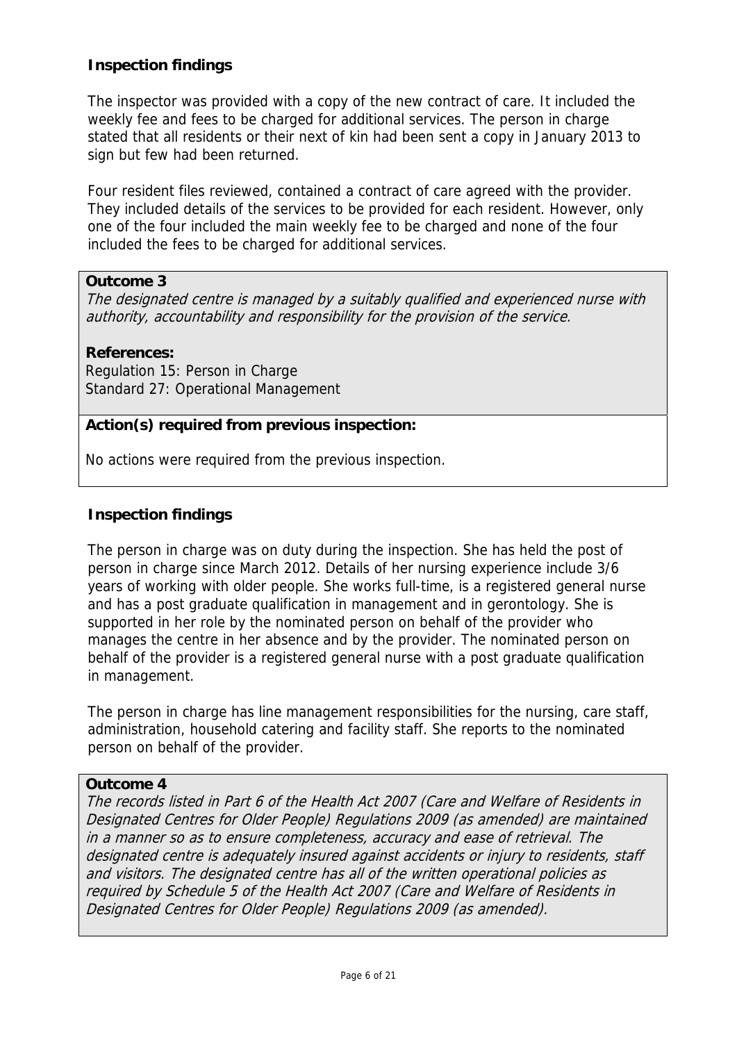### Inspection findings

The inspector was provided with a copy of the new contract of care. It included the weekly fee and fees to be charged for additional services. The person in charge stated that all residents or their next of kin had been sent a copy in January 2013 to sign but few had been returned.

Four resident files reviewed, contained a contract of care agreed with the provider. They included details of the services to be provided for each resident. However, only one of the four included the main weekly fee to be charged and none of the four included the fees to be charged for additional services.

**Outcome 3**

*The designated centre is managed by a suitably qualified and experienced nurse with authority, accountability and responsibility for the provision of the service.*

**References:**
Regulation 15: Person in Charge
Standard 27: Operational Management

**Action(s) required from previous inspection:**

No actions were required from the previous inspection.

### Inspection findings

The person in charge was on duty during the inspection. She has held the post of person in charge since March 2012. Details of her nursing experience include 3/6 years of working with older people. She works full-time, is a registered general nurse and has a post graduate qualification in management and in gerontology. She is supported in her role by the nominated person on behalf of the provider who manages the centre in her absence and by the provider. The nominated person on behalf of the provider is a registered general nurse with a post graduate qualification in management.

The person in charge has line management responsibilities for the nursing, care staff, administration, household catering and facility staff. She reports to the nominated person on behalf of the provider.

**Outcome 4**

*The records listed in Part 6 of the Health Act 2007 (Care and Welfare of Residents in Designated Centres for Older People) Regulations 2009 (as amended) are maintained in a manner so as to ensure completeness, accuracy and ease of retrieval. The designated centre is adequately insured against accidents or injury to residents, staff and visitors. The designated centre has all of the written operational policies as required by Schedule 5 of the Health Act 2007 (Care and Welfare of Residents in Designated Centres for Older People) Regulations 2009 (as amended).*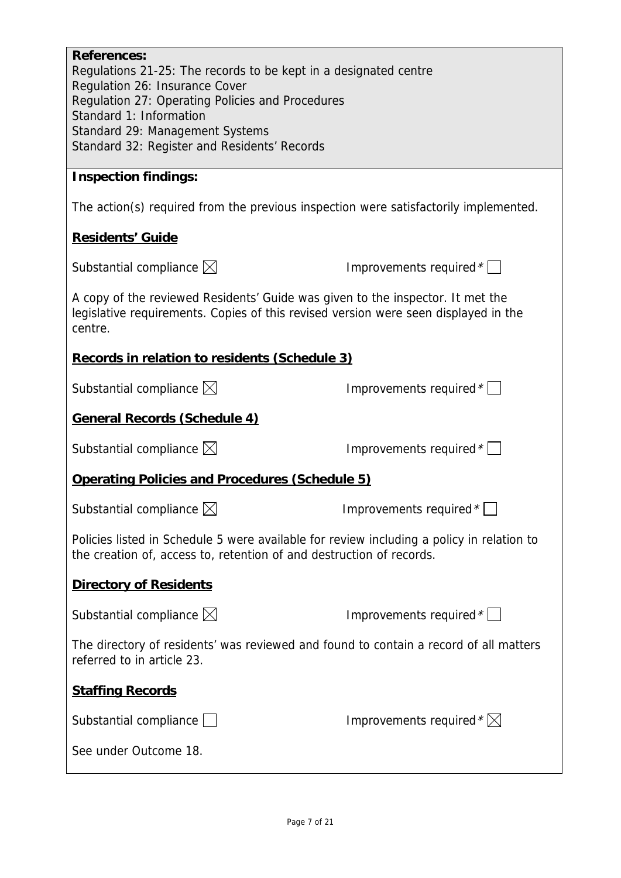**References:**
Regulations 21-25: The records to be kept in a designated centre
Regulation 26: Insurance Cover
Regulation 27: Operating Policies and Procedures
Standard 1: Information
Standard 29: Management Systems
Standard 32: Register and Residents' Records

**Inspection findings:**

The action(s) required from the previous inspection were satisfactorily implemented.

**Residents' Guide**

Substantial compliance ☒ Improvements required* ☐

A copy of the reviewed Residents' Guide was given to the inspector. It met the legislative requirements. Copies of this revised version were seen displayed in the centre.

**Records in relation to residents (Schedule 3)**

Substantial compliance ☒ Improvements required* ☐

**General Records (Schedule 4)**

Substantial compliance ☒ Improvements required* ☐

**Operating Policies and Procedures (Schedule 5)**

Substantial compliance ☒ Improvements required* ☐

Policies listed in Schedule 5 were available for review including a policy in relation to the creation of, access to, retention of and destruction of records.

**Directory of Residents**

Substantial compliance ☒ Improvements required* ☐

The directory of residents' was reviewed and found to contain a record of all matters referred to in article 23.

**Staffing Records**

Substantial compliance ☐ Improvements required* ☒

See under Outcome 18.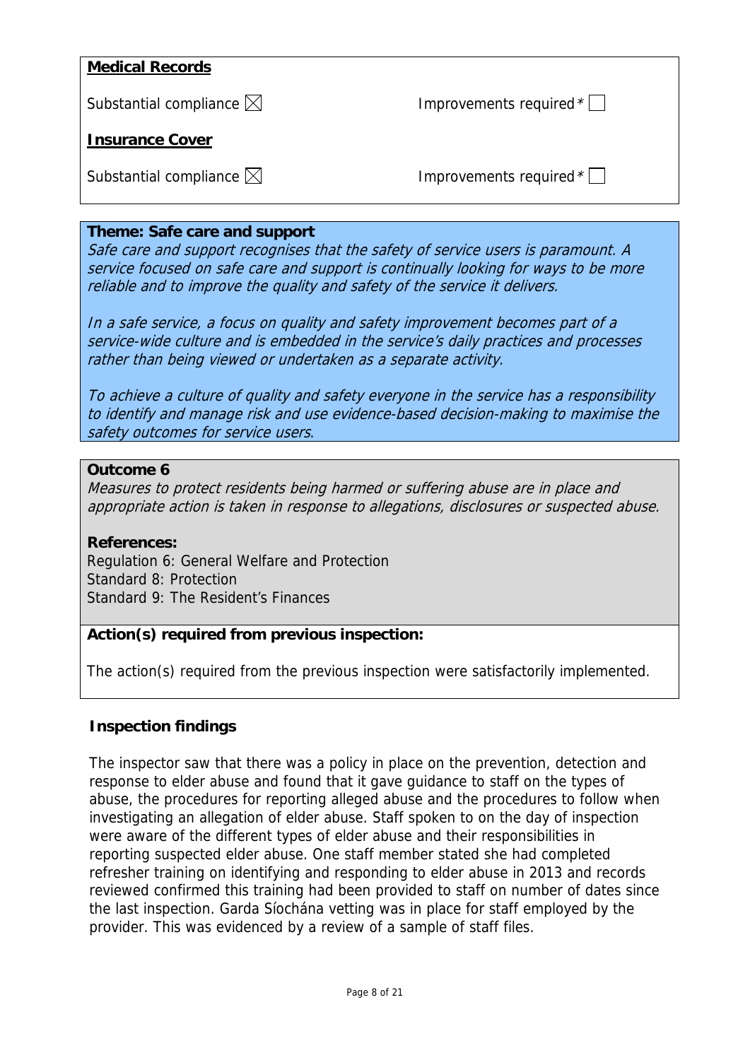**Medical Records**

Substantial compliance ☒ Improvements required* ☐

**Insurance Cover**

Substantial compliance ☒ Improvements required* ☐

**Theme: Safe care and support**

*Safe care and support recognises that the safety of service users is paramount. A service focused on safe care and support is continually looking for ways to be more reliable and to improve the quality and safety of the service it delivers.*

*In a safe service, a focus on quality and safety improvement becomes part of a service-wide culture and is embedded in the service's daily practices and processes rather than being viewed or undertaken as a separate activity.*

*To achieve a culture of quality and safety everyone in the service has a responsibility to identify and manage risk and use evidence-based decision-making to maximise the safety outcomes for service users.*

**Outcome 6**

*Measures to protect residents being harmed or suffering abuse are in place and appropriate action is taken in response to allegations, disclosures or suspected abuse.*

**References:**

Regulation 6: General Welfare and Protection
Standard 8: Protection
Standard 9: The Resident's Finances

**Action(s) required from previous inspection:**

The action(s) required from the previous inspection were satisfactorily implemented.

**Inspection findings**

The inspector saw that there was a policy in place on the prevention, detection and response to elder abuse and found that it gave guidance to staff on the types of abuse, the procedures for reporting alleged abuse and the procedures to follow when investigating an allegation of elder abuse. Staff spoken to on the day of inspection were aware of the different types of elder abuse and their responsibilities in reporting suspected elder abuse. One staff member stated she had completed refresher training on identifying and responding to elder abuse in 2013 and records reviewed confirmed this training had been provided to staff on number of dates since the last inspection. Garda Síochána vetting was in place for staff employed by the provider. This was evidenced by a review of a sample of staff files.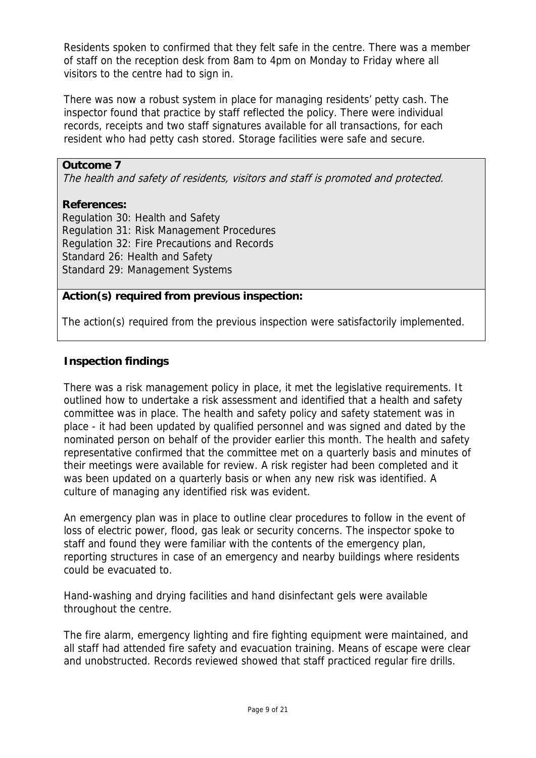Residents spoken to confirmed that they felt safe in the centre. There was a member of staff on the reception desk from 8am to 4pm on Monday to Friday where all visitors to the centre had to sign in.

There was now a robust system in place for managing residents' petty cash. The inspector found that practice by staff reflected the policy. There were individual records, receipts and two staff signatures available for all transactions, for each resident who had petty cash stored. Storage facilities were safe and secure.

**Outcome 7**
*The health and safety of residents, visitors and staff is promoted and protected.*

**References:**
Regulation 30: Health and Safety
Regulation 31: Risk Management Procedures
Regulation 32: Fire Precautions and Records
Standard 26: Health and Safety
Standard 29: Management Systems

**Action(s) required from previous inspection:**

The action(s) required from the previous inspection were satisfactorily implemented.

**Inspection findings**

There was a risk management policy in place, it met the legislative requirements. It outlined how to undertake a risk assessment and identified that a health and safety committee was in place. The health and safety policy and safety statement was in place - it had been updated by qualified personnel and was signed and dated by the nominated person on behalf of the provider earlier this month. The health and safety representative confirmed that the committee met on a quarterly basis and minutes of their meetings were available for review. A risk register had been completed and it was been updated on a quarterly basis or when any new risk was identified. A culture of managing any identified risk was evident.

An emergency plan was in place to outline clear procedures to follow in the event of loss of electric power, flood, gas leak or security concerns. The inspector spoke to staff and found they were familiar with the contents of the emergency plan, reporting structures in case of an emergency and nearby buildings where residents could be evacuated to.

Hand-washing and drying facilities and hand disinfectant gels were available throughout the centre.

The fire alarm, emergency lighting and fire fighting equipment were maintained, and all staff had attended fire safety and evacuation training. Means of escape were clear and unobstructed. Records reviewed showed that staff practiced regular fire drills.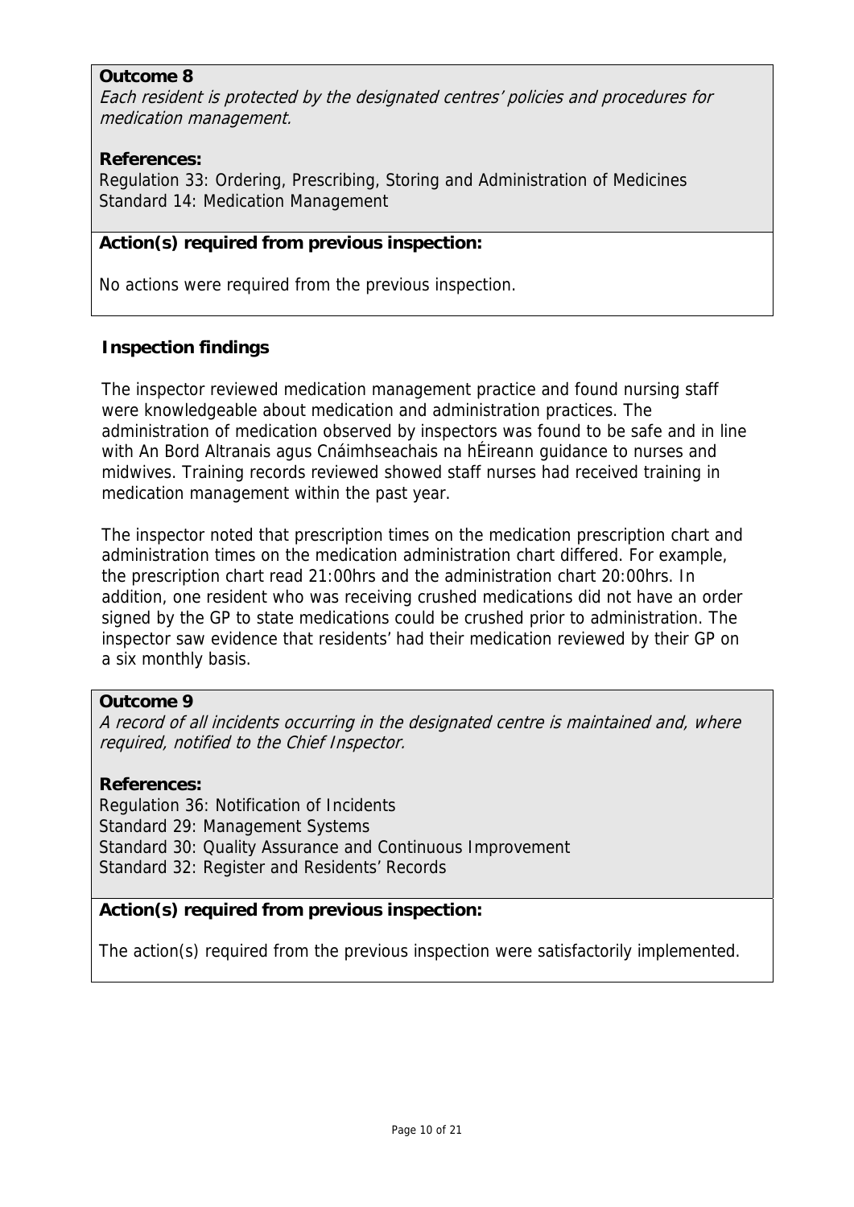**Outcome 8**

*Each resident is protected by the designated centres' policies and procedures for medication management.*

**References:**

Regulation 33: Ordering, Prescribing, Storing and Administration of Medicines
Standard 14: Medication Management

**Action(s) required from previous inspection:**

No actions were required from the previous inspection.

**Inspection findings**

The inspector reviewed medication management practice and found nursing staff were knowledgeable about medication and administration practices. The administration of medication observed by inspectors was found to be safe and in line with An Bord Altranais agus Cnáimhseachais na hÉireann guidance to nurses and midwives. Training records reviewed showed staff nurses had received training in medication management within the past year.

The inspector noted that prescription times on the medication prescription chart and administration times on the medication administration chart differed. For example, the prescription chart read 21:00hrs and the administration chart 20:00hrs. In addition, one resident who was receiving crushed medications did not have an order signed by the GP to state medications could be crushed prior to administration. The inspector saw evidence that residents' had their medication reviewed by their GP on a six monthly basis.

**Outcome 9**

*A record of all incidents occurring in the designated centre is maintained and, where required, notified to the Chief Inspector.*

**References:**

Regulation 36: Notification of Incidents
Standard 29: Management Systems
Standard 30: Quality Assurance and Continuous Improvement
Standard 32: Register and Residents' Records

**Action(s) required from previous inspection:**

The action(s) required from the previous inspection were satisfactorily implemented.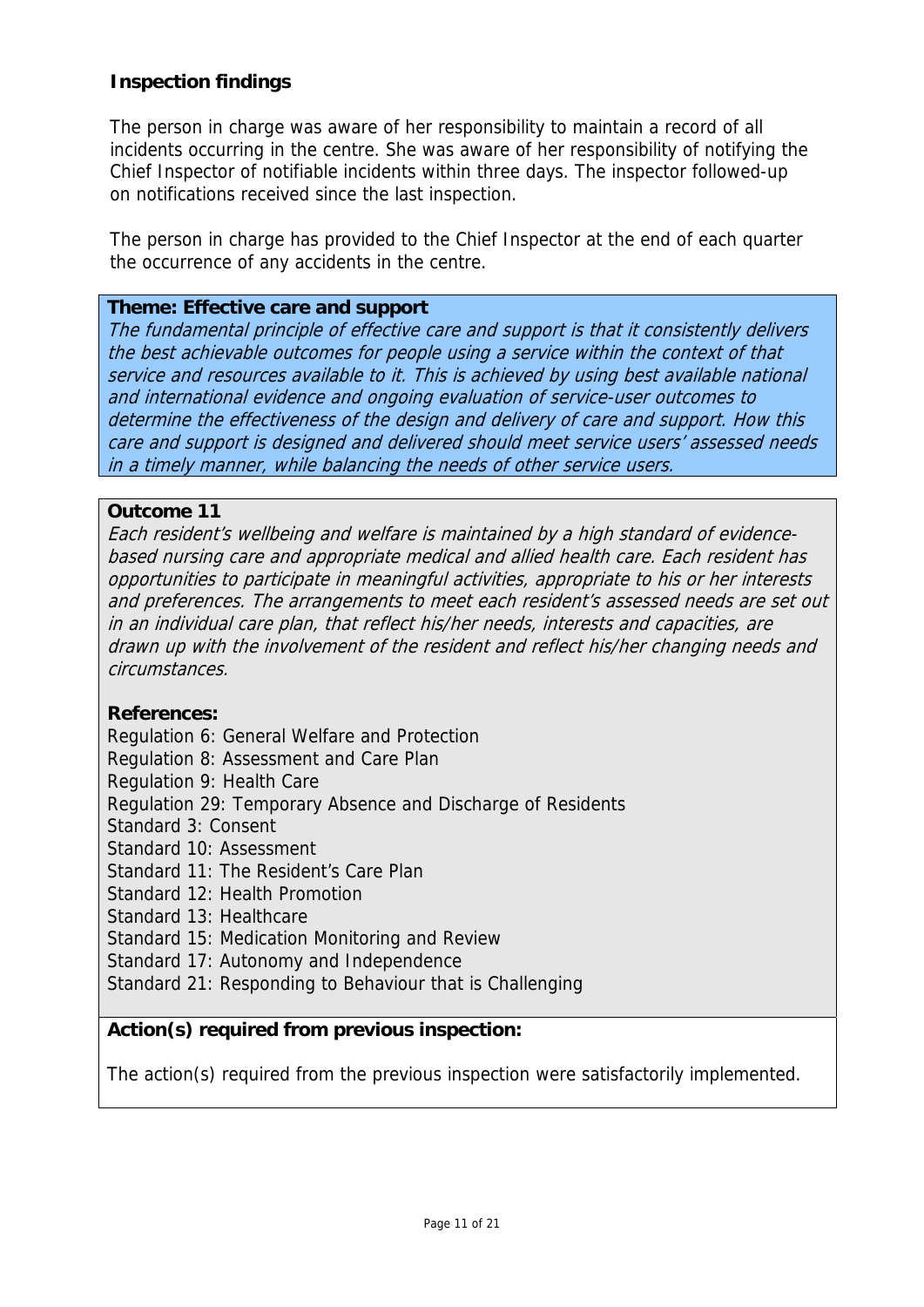**Inspection findings**

The person in charge was aware of her responsibility to maintain a record of all incidents occurring in the centre. She was aware of her responsibility of notifying the Chief Inspector of notifiable incidents within three days. The inspector followed-up on notifications received since the last inspection.

The person in charge has provided to the Chief Inspector at the end of each quarter the occurrence of any accidents in the centre.

**Theme: Effective care and support**

*The fundamental principle of effective care and support is that it consistently delivers the best achievable outcomes for people using a service within the context of that service and resources available to it. This is achieved by using best available national and international evidence and ongoing evaluation of service-user outcomes to determine the effectiveness of the design and delivery of care and support. How this care and support is designed and delivered should meet service users' assessed needs in a timely manner, while balancing the needs of other service users.*

**Outcome 11**

*Each resident's wellbeing and welfare is maintained by a high standard of evidence-based nursing care and appropriate medical and allied health care. Each resident has opportunities to participate in meaningful activities, appropriate to his or her interests and preferences. The arrangements to meet each resident's assessed needs are set out in an individual care plan, that reflect his/her needs, interests and capacities, are drawn up with the involvement of the resident and reflect his/her changing needs and circumstances.*

**References:**

Regulation 6: General Welfare and Protection
Regulation 8: Assessment and Care Plan
Regulation 9: Health Care
Regulation 29: Temporary Absence and Discharge of Residents
Standard 3: Consent
Standard 10: Assessment
Standard 11: The Resident's Care Plan
Standard 12: Health Promotion
Standard 13: Healthcare
Standard 15: Medication Monitoring and Review
Standard 17: Autonomy and Independence
Standard 21: Responding to Behaviour that is Challenging

**Action(s) required from previous inspection:**

The action(s) required from the previous inspection were satisfactorily implemented.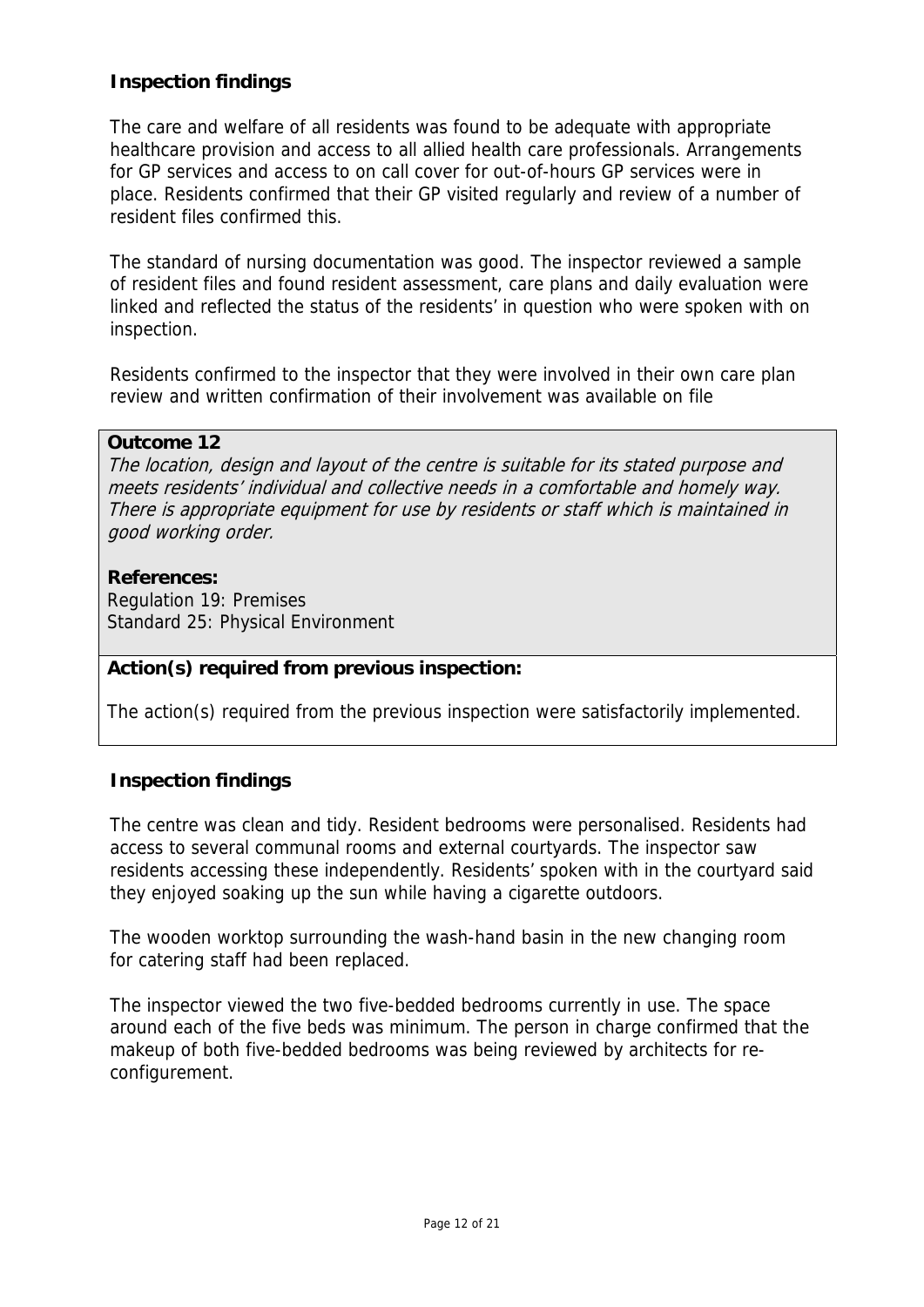### Inspection findings

The care and welfare of all residents was found to be adequate with appropriate healthcare provision and access to all allied health care professionals. Arrangements for GP services and access to on call cover for out-of-hours GP services were in place. Residents confirmed that their GP visited regularly and review of a number of resident files confirmed this.

The standard of nursing documentation was good. The inspector reviewed a sample of resident files and found resident assessment, care plans and daily evaluation were linked and reflected the status of the residents' in question who were spoken with on inspection.

Residents confirmed to the inspector that they were involved in their own care plan review and written confirmation of their involvement was available on file

**Outcome 12**
*The location, design and layout of the centre is suitable for its stated purpose and meets residents' individual and collective needs in a comfortable and homely way. There is appropriate equipment for use by residents or staff which is maintained in good working order.*

**References:**
Regulation 19: Premises
Standard 25: Physical Environment

**Action(s) required from previous inspection:**

The action(s) required from the previous inspection were satisfactorily implemented.

### Inspection findings

The centre was clean and tidy. Resident bedrooms were personalised. Residents had access to several communal rooms and external courtyards. The inspector saw residents accessing these independently. Residents' spoken with in the courtyard said they enjoyed soaking up the sun while having a cigarette outdoors.

The wooden worktop surrounding the wash-hand basin in the new changing room for catering staff had been replaced.

The inspector viewed the two five-bedded bedrooms currently in use. The space around each of the five beds was minimum. The person in charge confirmed that the makeup of both five-bedded bedrooms was being reviewed by architects for re-configurement.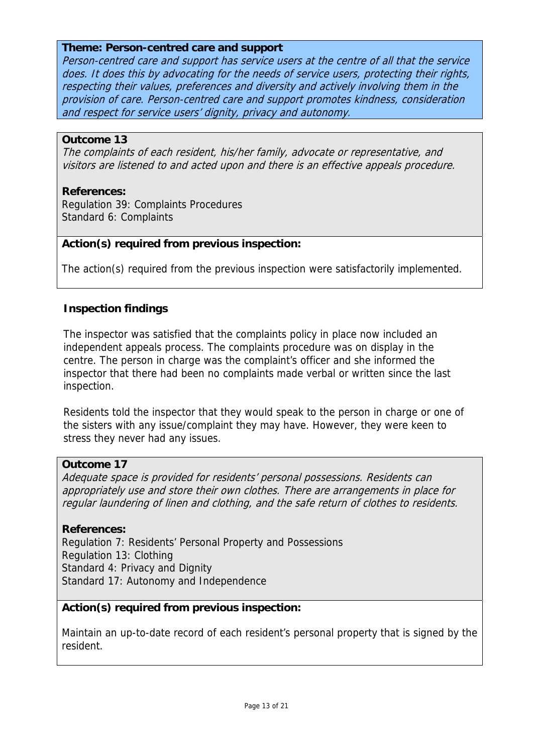**Theme: Person-centred care and support**

*Person-centred care and support has service users at the centre of all that the service does. It does this by advocating for the needs of service users, protecting their rights, respecting their values, preferences and diversity and actively involving them in the provision of care. Person-centred care and support promotes kindness, consideration and respect for service users' dignity, privacy and autonomy.*

**Outcome 13**

*The complaints of each resident, his/her family, advocate or representative, and visitors are listened to and acted upon and there is an effective appeals procedure.*

**References:**

Regulation 39: Complaints Procedures
Standard 6: Complaints

**Action(s) required from previous inspection:**

The action(s) required from the previous inspection were satisfactorily implemented.

**Inspection findings**

The inspector was satisfied that the complaints policy in place now included an independent appeals process. The complaints procedure was on display in the centre. The person in charge was the complaint's officer and she informed the inspector that there had been no complaints made verbal or written since the last inspection.

Residents told the inspector that they would speak to the person in charge or one of the sisters with any issue/complaint they may have. However, they were keen to stress they never had any issues.

**Outcome 17**

*Adequate space is provided for residents' personal possessions. Residents can appropriately use and store their own clothes. There are arrangements in place for regular laundering of linen and clothing, and the safe return of clothes to residents.*

**References:**

Regulation 7: Residents' Personal Property and Possessions
Regulation 13: Clothing
Standard 4: Privacy and Dignity
Standard 17: Autonomy and Independence

**Action(s) required from previous inspection:**

Maintain an up-to-date record of each resident's personal property that is signed by the resident.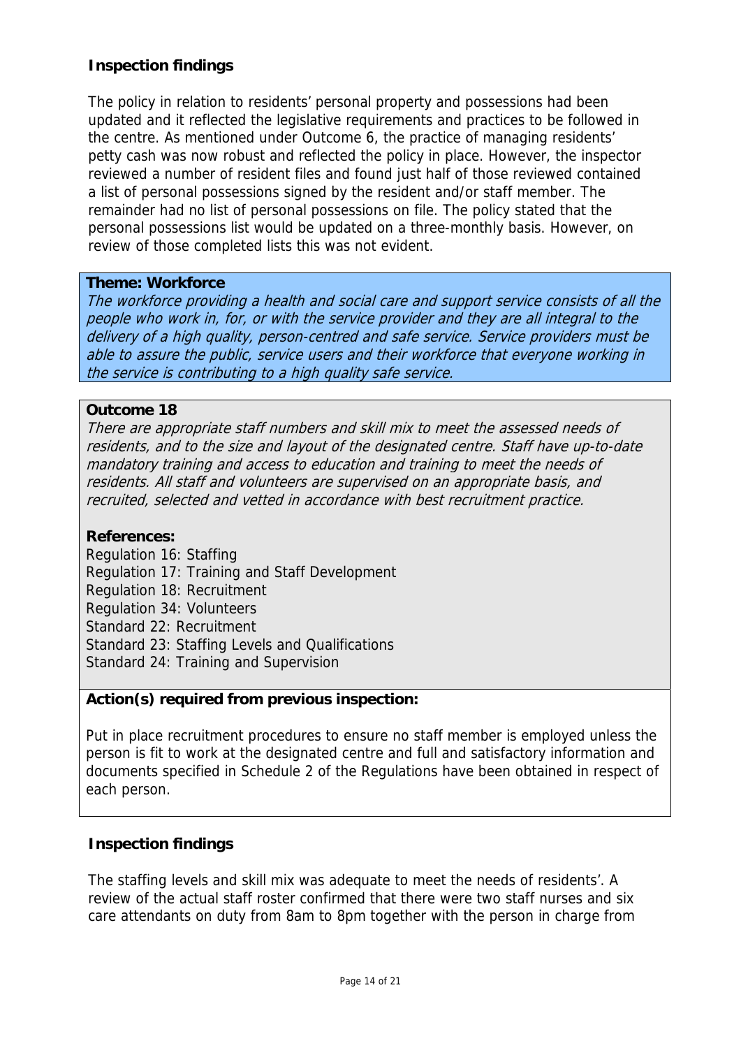**Inspection findings**

The policy in relation to residents' personal property and possessions had been updated and it reflected the legislative requirements and practices to be followed in the centre. As mentioned under Outcome 6, the practice of managing residents' petty cash was now robust and reflected the policy in place. However, the inspector reviewed a number of resident files and found just half of those reviewed contained a list of personal possessions signed by the resident and/or staff member. The remainder had no list of personal possessions on file. The policy stated that the personal possessions list would be updated on a three-monthly basis. However, on review of those completed lists this was not evident.

**Theme: Workforce**

*The workforce providing a health and social care and support service consists of all the people who work in, for, or with the service provider and they are all integral to the delivery of a high quality, person-centred and safe service. Service providers must be able to assure the public, service users and their workforce that everyone working in the service is contributing to a high quality safe service.*

**Outcome 18**

*There are appropriate staff numbers and skill mix to meet the assessed needs of residents, and to the size and layout of the designated centre. Staff have up-to-date mandatory training and access to education and training to meet the needs of residents. All staff and volunteers are supervised on an appropriate basis, and recruited, selected and vetted in accordance with best recruitment practice.*

**References:**

Regulation 16: Staffing
Regulation 17: Training and Staff Development
Regulation 18: Recruitment
Regulation 34: Volunteers
Standard 22: Recruitment
Standard 23: Staffing Levels and Qualifications
Standard 24: Training and Supervision

**Action(s) required from previous inspection:**

Put in place recruitment procedures to ensure no staff member is employed unless the person is fit to work at the designated centre and full and satisfactory information and documents specified in Schedule 2 of the Regulations have been obtained in respect of each person.

**Inspection findings**

The staffing levels and skill mix was adequate to meet the needs of residents'. A review of the actual staff roster confirmed that there were two staff nurses and six care attendants on duty from 8am to 8pm together with the person in charge from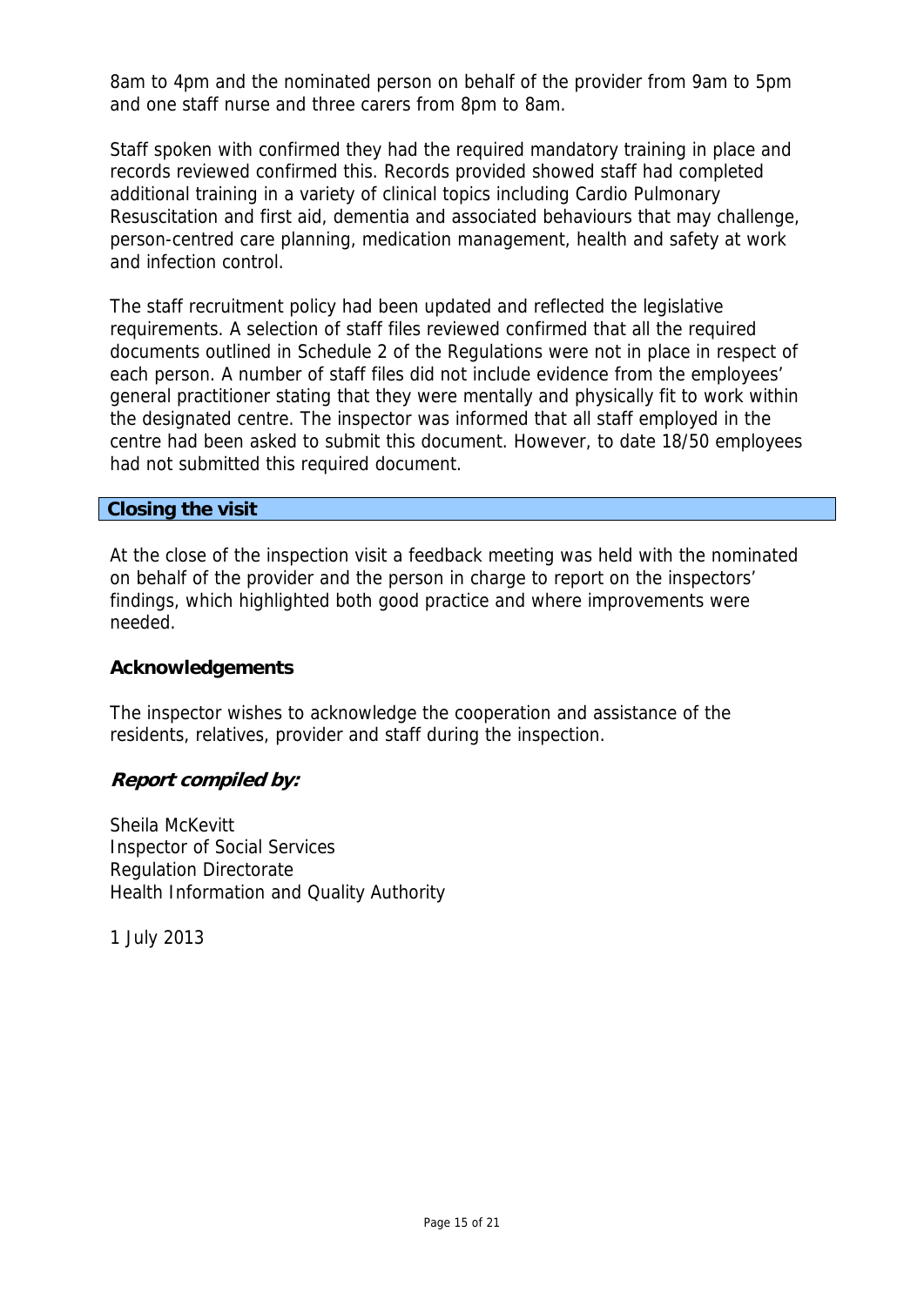8am to 4pm and the nominated person on behalf of the provider from 9am to 5pm and one staff nurse and three carers from 8pm to 8am.

Staff spoken with confirmed they had the required mandatory training in place and records reviewed confirmed this. Records provided showed staff had completed additional training in a variety of clinical topics including Cardio Pulmonary Resuscitation and first aid, dementia and associated behaviours that may challenge, person-centred care planning, medication management, health and safety at work and infection control.

The staff recruitment policy had been updated and reflected the legislative requirements. A selection of staff files reviewed confirmed that all the required documents outlined in Schedule 2 of the Regulations were not in place in respect of each person. A number of staff files did not include evidence from the employees' general practitioner stating that they were mentally and physically fit to work within the designated centre. The inspector was informed that all staff employed in the centre had been asked to submit this document. However, to date 18/50 employees had not submitted this required document.

## Closing the visit

At the close of the inspection visit a feedback meeting was held with the nominated on behalf of the provider and the person in charge to report on the inspectors' findings, which highlighted both good practice and where improvements were needed.

### Acknowledgements

The inspector wishes to acknowledge the cooperation and assistance of the residents, relatives, provider and staff during the inspection.

### *Report compiled by:*

Sheila McKevitt
Inspector of Social Services
Regulation Directorate
Health Information and Quality Authority

1 July 2013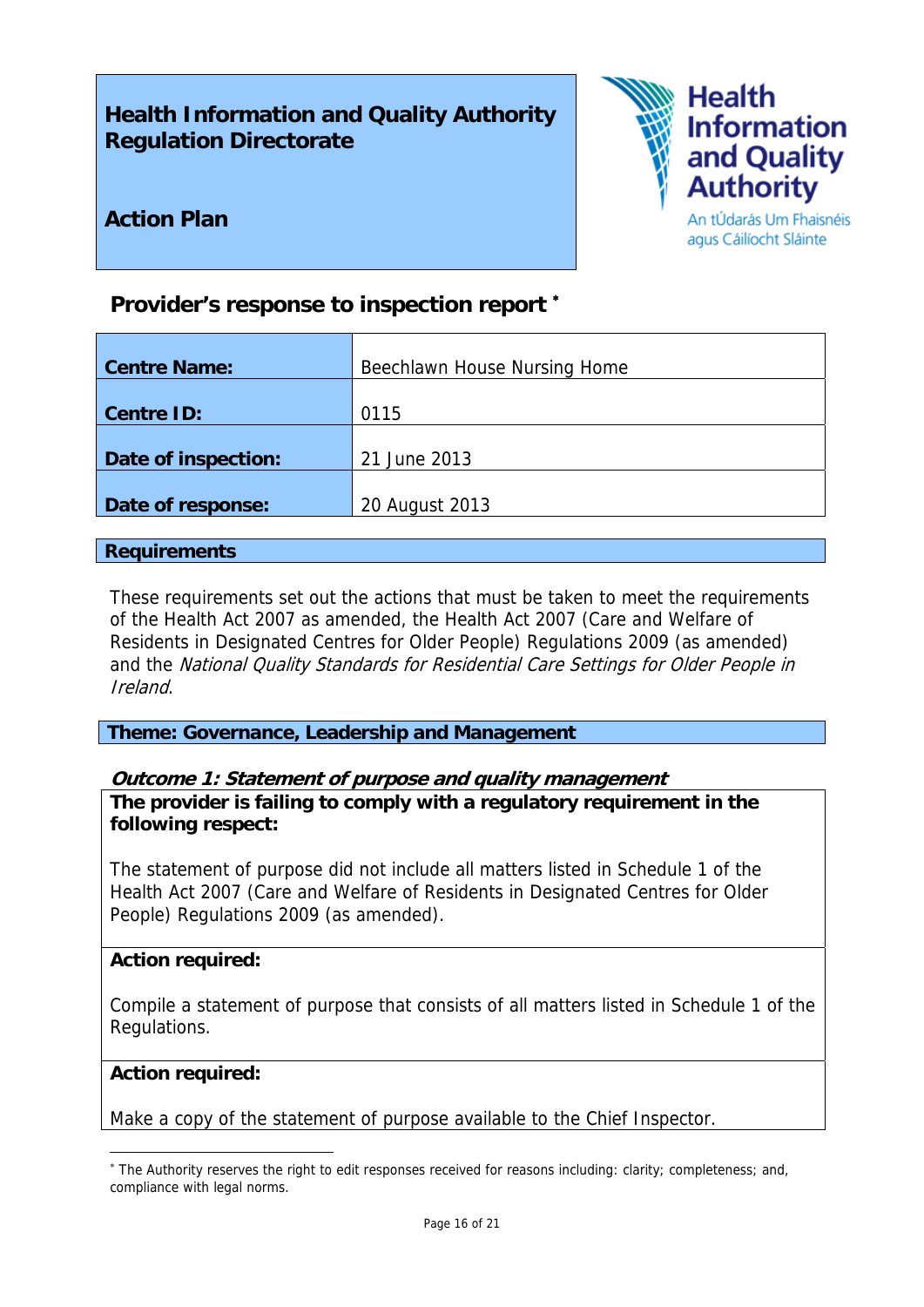**Health Information and Quality Authority**
**Regulation Directorate**

**Action Plan**

Health Information and Quality Authority
An tÚdarás Um Fhaisnéis agus Cáilíocht Sláinte

## Provider's response to inspection report *

| | |
|---|---|
| **Centre Name:** | Beechlawn House Nursing Home |
| **Centre ID:** | 0115 |
| **Date of inspection:** | 21 June 2013 |
| **Date of response:** | 20 August 2013 |

### Requirements

These requirements set out the actions that must be taken to meet the requirements of the Health Act 2007 as amended, the Health Act 2007 (Care and Welfare of Residents in Designated Centres for Older People) Regulations 2009 (as amended) and the *National Quality Standards for Residential Care Settings for Older People in Ireland*.

### Theme: Governance, Leadership and Management

#### *Outcome 1: Statement of purpose and quality management*

**The provider is failing to comply with a regulatory requirement in the following respect:**

The statement of purpose did not include all matters listed in Schedule 1 of the Health Act 2007 (Care and Welfare of Residents in Designated Centres for Older People) Regulations 2009 (as amended).

**Action required:**

Compile a statement of purpose that consists of all matters listed in Schedule 1 of the Regulations.

**Action required:**

Make a copy of the statement of purpose available to the Chief Inspector.

---

* The Authority reserves the right to edit responses received for reasons including: clarity; completeness; and, compliance with legal norms.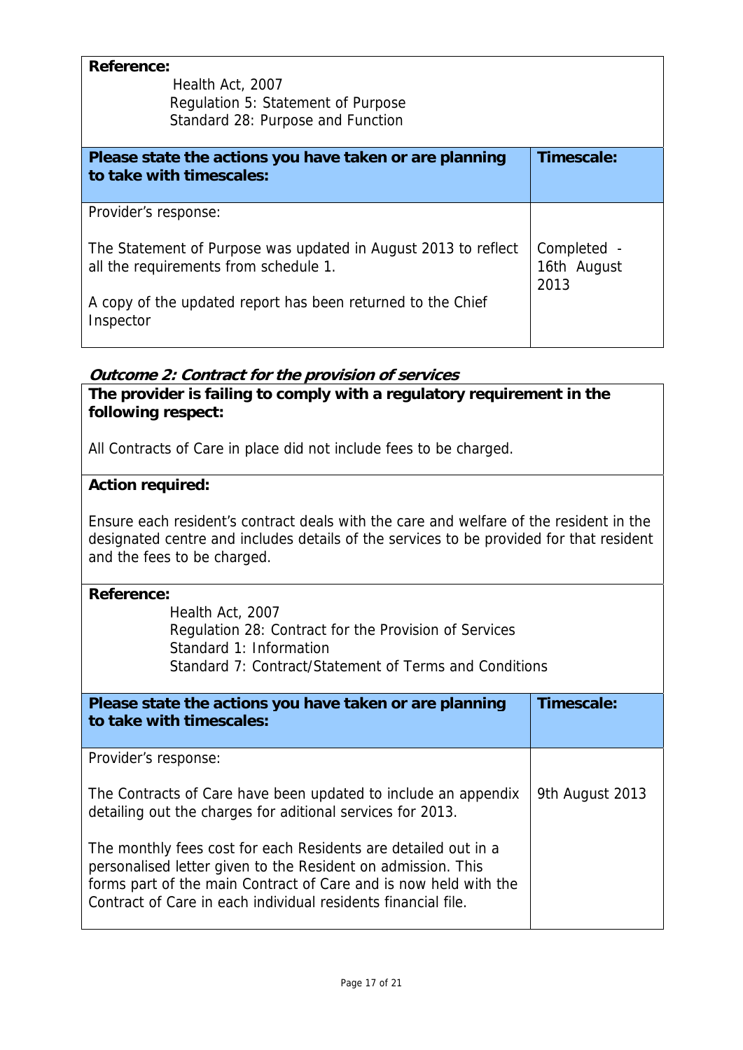**Reference:**

Health Act, 2007
Regulation 5: Statement of Purpose
Standard 28: Purpose and Function

| Please state the actions you have taken or are planning to take with timescales: | Timescale: |
|---|---|
| Provider's response:<br><br>The Statement of Purpose was updated in August 2013 to reflect all the requirements from schedule 1.<br><br>A copy of the updated report has been returned to the Chief Inspector | Completed - 16th August 2013 |

### *Outcome 2: Contract for the provision of services*

**The provider is failing to comply with a regulatory requirement in the following respect:**

All Contracts of Care in place did not include fees to be charged.

**Action required:**

Ensure each resident's contract deals with the care and welfare of the resident in the designated centre and includes details of the services to be provided for that resident and the fees to be charged.

**Reference:**

Health Act, 2007
Regulation 28: Contract for the Provision of Services
Standard 1: Information
Standard 7: Contract/Statement of Terms and Conditions

| Please state the actions you have taken or are planning to take with timescales: | Timescale: |
|---|---|
| Provider's response:<br><br>The Contracts of Care have been updated to include an appendix detailing out the charges for aditional services for 2013.<br><br>The monthly fees cost for each Residents are detailed out in a personalised letter given to the Resident on admission. This forms part of the main Contract of Care and is now held with the Contract of Care in each individual residents financial file. | 9th August 2013 |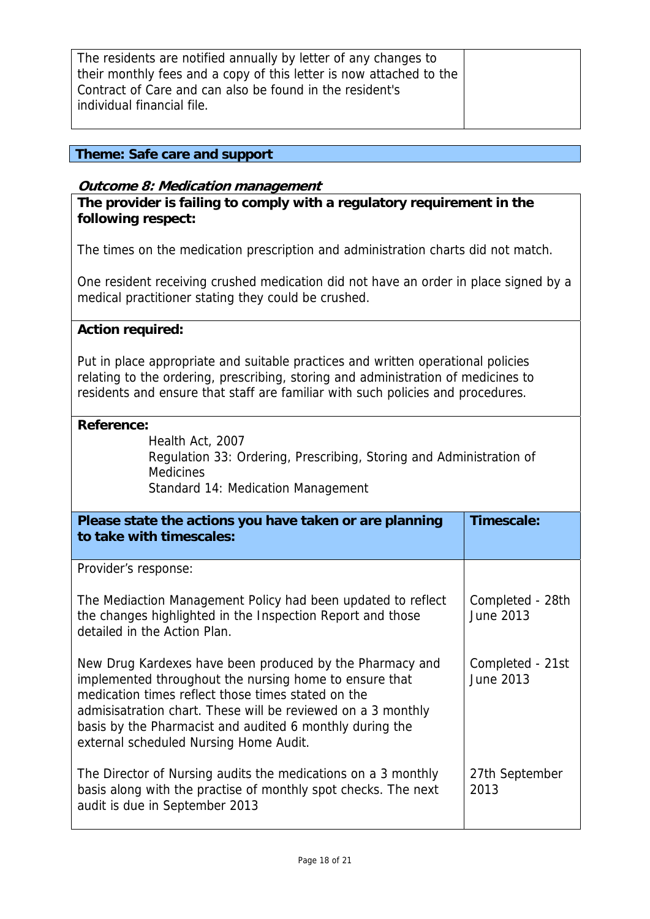| | |
|---|---|
| The residents are notified annually by letter of any changes to their monthly fees and a copy of this letter is now attached to the Contract of Care and can also be found in the resident's individual financial file. | |

## Theme: Safe care and support

### *Outcome 8: Medication management*

**The provider is failing to comply with a regulatory requirement in the following respect:**

The times on the medication prescription and administration charts did not match.

One resident receiving crushed medication did not have an order in place signed by a medical practitioner stating they could be crushed.

**Action required:**

Put in place appropriate and suitable practices and written operational policies relating to the ordering, prescribing, storing and administration of medicines to residents and ensure that staff are familiar with such policies and procedures.

**Reference:**

Health Act, 2007
Regulation 33: Ordering, Prescribing, Storing and Administration of Medicines
Standard 14: Medication Management

| **Please state the actions you have taken or are planning to take with timescales:** | **Timescale:** |
|---|---|
| Provider's response: | |
| The Mediaction Management Policy had been updated to reflect the changes highlighted in the Inspection Report and those detailed in the Action Plan. | Completed - 28th June 2013 |
| New Drug Kardexes have been produced by the Pharmacy and implemented throughout the nursing home to ensure that medication times reflect those times stated on the admisisatration chart. These will be reviewed on a 3 monthly basis by the Pharmacist and audited 6 monthly during the external scheduled Nursing Home Audit. | Completed - 21st June 2013 |
| The Director of Nursing audits the medications on a 3 monthly basis along with the practise of monthly spot checks. The next audit is due in September 2013 | 27th September 2013 |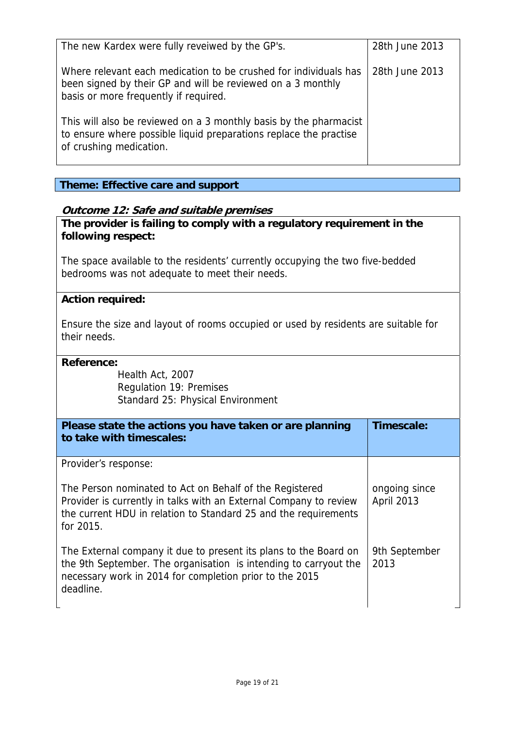| | |
|---|---|
| The new Kardex were fully reveiwed by the GP's. | 28th June 2013 |
| Where relevant each medication to be crushed for individuals has been signed by their GP and will be reviewed on a 3 monthly basis or more frequently if required.<br><br>This will also be reviewed on a 3 monthly basis by the pharmacist to ensure where possible liquid preparations replace the practise of crushing medication. | 28th June 2013 |

**Theme: Effective care and support**

***Outcome 12: Safe and suitable premises***

**The provider is failing to comply with a regulatory requirement in the following respect:**

The space available to the residents' currently occupying the two five-bedded bedrooms was not adequate to meet their needs.

**Action required:**

Ensure the size and layout of rooms occupied or used by residents are suitable for their needs.

**Reference:**

Health Act, 2007
Regulation 19: Premises
Standard 25: Physical Environment

| **Please state the actions you have taken or are planning to take with timescales:** | **Timescale:** |
|---|---|
| Provider's response: | |
| The Person nominated to Act on Behalf of the Registered Provider is currently in talks with an External Company to review the current HDU in relation to Standard 25 and the requirements for 2015. | ongoing since April 2013 |
| The External company it due to present its plans to the Board on the 9th September. The organisation is intending to carryout the necessary work in 2014 for completion prior to the 2015 deadline. | 9th September 2013 |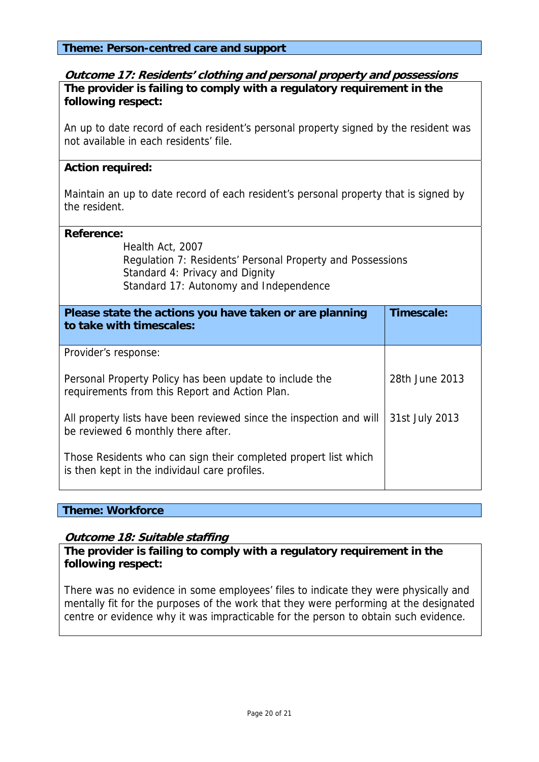**Theme: Person-centred care and support**

***Outcome 17: Residents' clothing and personal property and possessions***

**The provider is failing to comply with a regulatory requirement in the following respect:**

An up to date record of each resident's personal property signed by the resident was not available in each residents' file.

**Action required:**

Maintain an up to date record of each resident's personal property that is signed by the resident.

**Reference:**

Health Act, 2007
Regulation 7: Residents' Personal Property and Possessions
Standard 4: Privacy and Dignity
Standard 17: Autonomy and Independence

| Please state the actions you have taken or are planning to take with timescales: | Timescale: |
|---|---|
| Provider's response: | |
| Personal Property Policy has been update to include the requirements from this Report and Action Plan. | 28th June 2013 |
| All property lists have been reviewed since the inspection and will be reviewed 6 monthly there after. | 31st July 2013 |
| Those Residents who can sign their completed propert list which is then kept in the individaul care profiles. | |

**Theme: Workforce**

***Outcome 18: Suitable staffing***

**The provider is failing to comply with a regulatory requirement in the following respect:**

There was no evidence in some employees' files to indicate they were physically and mentally fit for the purposes of the work that they were performing at the designated centre or evidence why it was impracticable for the person to obtain such evidence.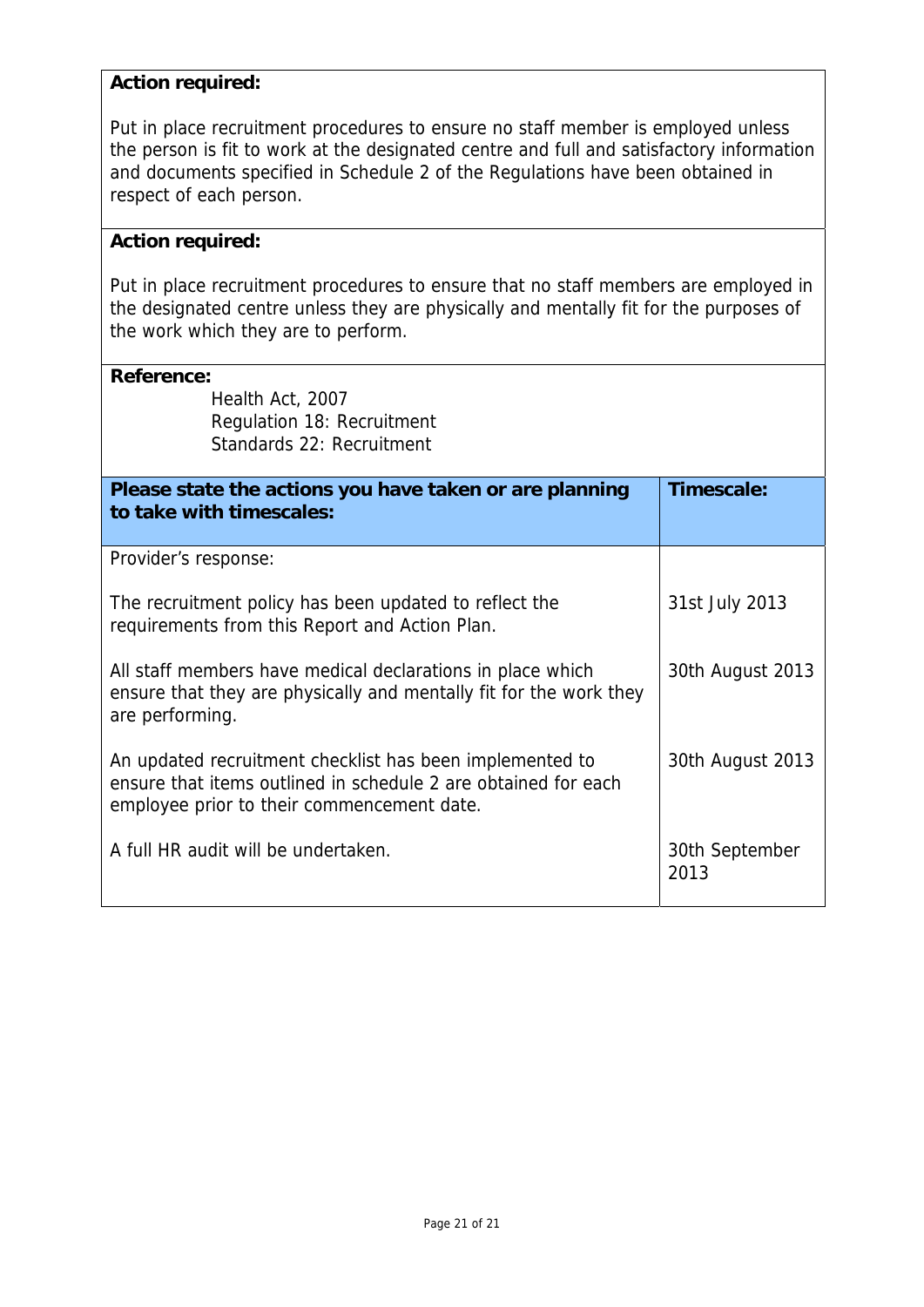**Action required:**

Put in place recruitment procedures to ensure no staff member is employed unless the person is fit to work at the designated centre and full and satisfactory information and documents specified in Schedule 2 of the Regulations have been obtained in respect of each person.

**Action required:**

Put in place recruitment procedures to ensure that no staff members are employed in the designated centre unless they are physically and mentally fit for the purposes of the work which they are to perform.

**Reference:**

Health Act, 2007
Regulation 18: Recruitment
Standards 22: Recruitment

| **Please state the actions you have taken or are planning to take with timescales:** | **Timescale:** |
|---|---|
| Provider's response: | |
| The recruitment policy has been updated to reflect the requirements from this Report and Action Plan. | 31st July 2013 |
| All staff members have medical declarations in place which ensure that they are physically and mentally fit for the work they are performing. | 30th August 2013 |
| An updated recruitment checklist has been implemented to ensure that items outlined in schedule 2 are obtained for each employee prior to their commencement date. | 30th August 2013 |
| A full HR audit will be undertaken. | 30th September 2013 |